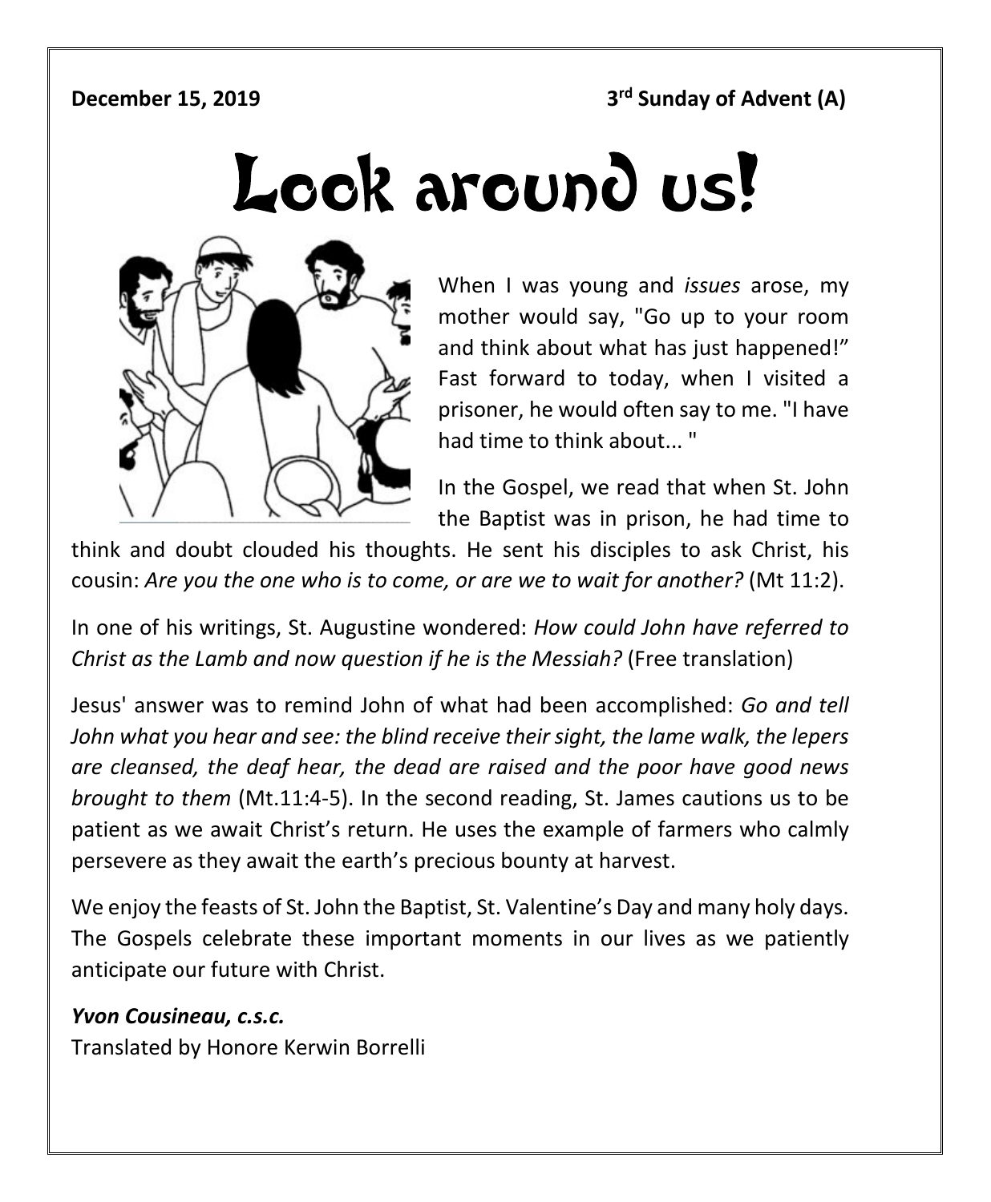**December 15, 2019** **3rd Sunday of Advent (A)**

# Look around us!

When I was young and *issues* arose, my mother would say, "Go up to your room and think about what has just happened!" Fast forward to today, when I visited a prisoner, he would often say to me. "I have had time to think about... "

In the Gospel, we read that when St. John the Baptist was in prison, he had time to think and doubt clouded his thoughts. He sent his disciples to ask Christ, his cousin: *Are you the one who is to come, or are we to wait for another?* (Mt 11:2).

In one of his writings, St. Augustine wondered: *How could John have referred to Christ as the Lamb and now question if he is the Messiah?* (Free translation)

Jesus' answer was to remind John of what had been accomplished: *Go and tell John what you hear and see: the blind receive their sight, the lame walk, the lepers are cleansed, the deaf hear, the dead are raised and the poor have good news brought to them* (Mt.11:4-5). In the second reading, St. James cautions us to be patient as we await Christ's return. He uses the example of farmers who calmly persevere as they await the earth's precious bounty at harvest.

We enjoy the feasts of St. John the Baptist, St. Valentine's Day and many holy days. The Gospels celebrate these important moments in our lives as we patiently anticipate our future with Christ.

***Yvon Cousineau, c.s.c.***
Translated by Honore Kerwin Borrelli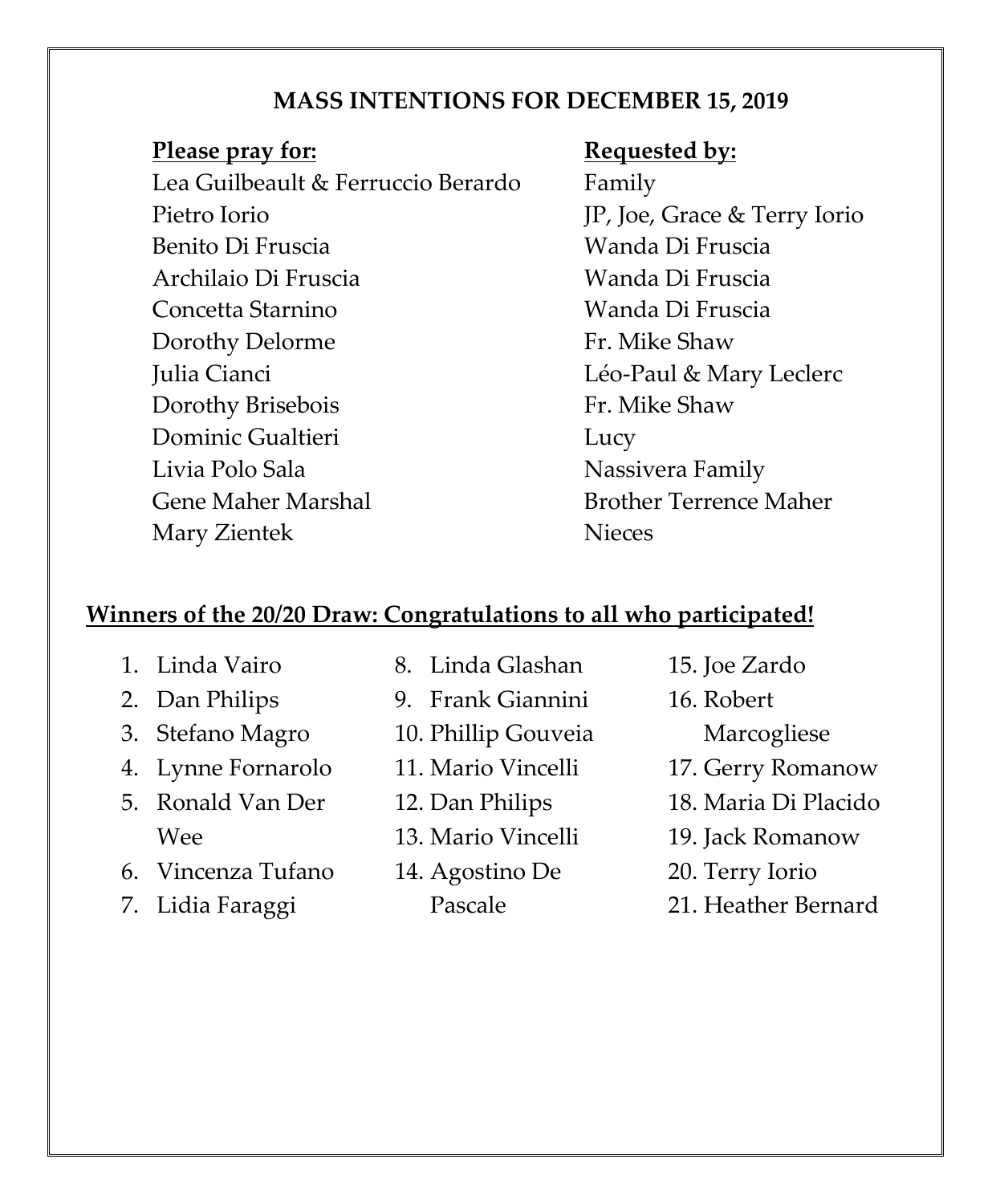## MASS INTENTIONS FOR DECEMBER 15, 2019

| Please pray for: | Requested by: |
| --- | --- |
| Lea Guilbeault & Ferruccio Berardo | Family |
| Pietro Iorio | JP, Joe, Grace & Terry Iorio |
| Benito Di Fruscia | Wanda Di Fruscia |
| Archilaio Di Fruscia | Wanda Di Fruscia |
| Concetta Starnino | Wanda Di Fruscia |
| Dorothy Delorme | Fr. Mike Shaw |
| Julia Cianci | Léo-Paul & Mary Leclerc |
| Dorothy Brisebois | Fr. Mike Shaw |
| Dominic Gualtieri | Lucy |
| Livia Polo Sala | Nassivera Family |
| Gene Maher Marshal | Brother Terrence Maher |
| Mary Zientek | Nieces |

**Winners of the 20/20 Draw: Congratulations to all who participated!**

1. Linda Vairo
2. Dan Philips
3. Stefano Magro
4. Lynne Fornarolo
5. Ronald Van Der Wee
6. Vincenza Tufano
7. Lidia Faraggi
8. Linda Glashan
9. Frank Giannini
10. Phillip Gouveia
11. Mario Vincelli
12. Dan Philips
13. Mario Vincelli
14. Agostino De Pascale
15. Joe Zardo
16. Robert Marcogliese
17. Gerry Romanow
18. Maria Di Placido
19. Jack Romanow
20. Terry Iorio
21. Heather Bernard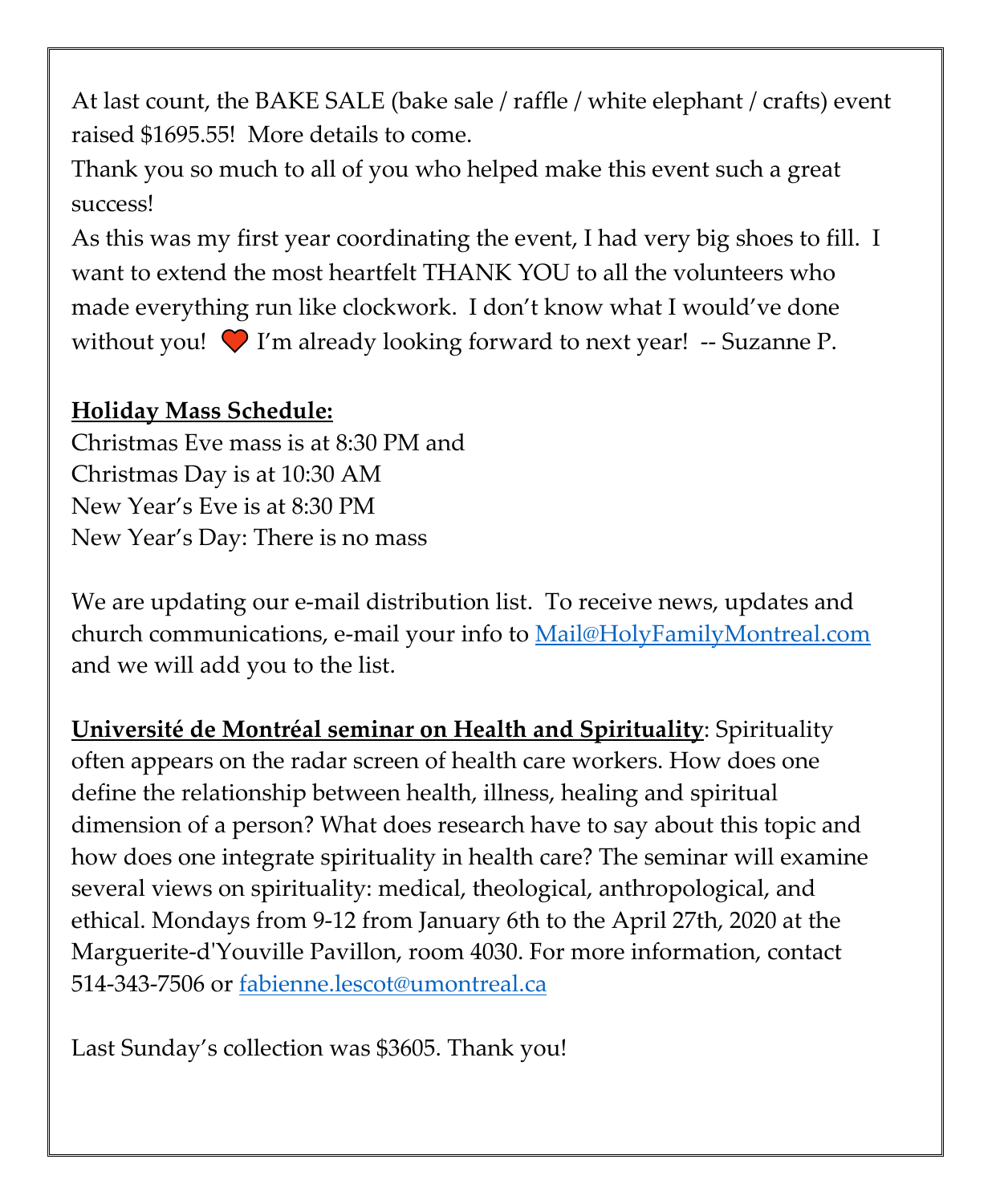At last count, the BAKE SALE (bake sale / raffle / white elephant / crafts) event raised $1695.55! More details to come.

Thank you so much to all of you who helped make this event such a great success!

As this was my first year coordinating the event, I had very big shoes to fill. I want to extend the most heartfelt THANK YOU to all the volunteers who made everything run like clockwork. I don't know what I would've done without you! ❤️ I'm already looking forward to next year! -- Suzanne P.

**Holiday Mass Schedule:**

Christmas Eve mass is at 8:30 PM and
Christmas Day is at 10:30 AM
New Year's Eve is at 8:30 PM
New Year's Day: There is no mass

We are updating our e-mail distribution list. To receive news, updates and church communications, e-mail your info to Mail@HolyFamilyMontreal.com and we will add you to the list.

**Université de Montréal seminar on Health and Spirituality**: Spirituality often appears on the radar screen of health care workers. How does one define the relationship between health, illness, healing and spiritual dimension of a person? What does research have to say about this topic and how does one integrate spirituality in health care? The seminar will examine several views on spirituality: medical, theological, anthropological, and ethical. Mondays from 9-12 from January 6th to the April 27th, 2020 at the Marguerite-d'Youville Pavillon, room 4030. For more information, contact 514-343-7506 or fabienne.lescot@umontreal.ca

Last Sunday's collection was $3605. Thank you!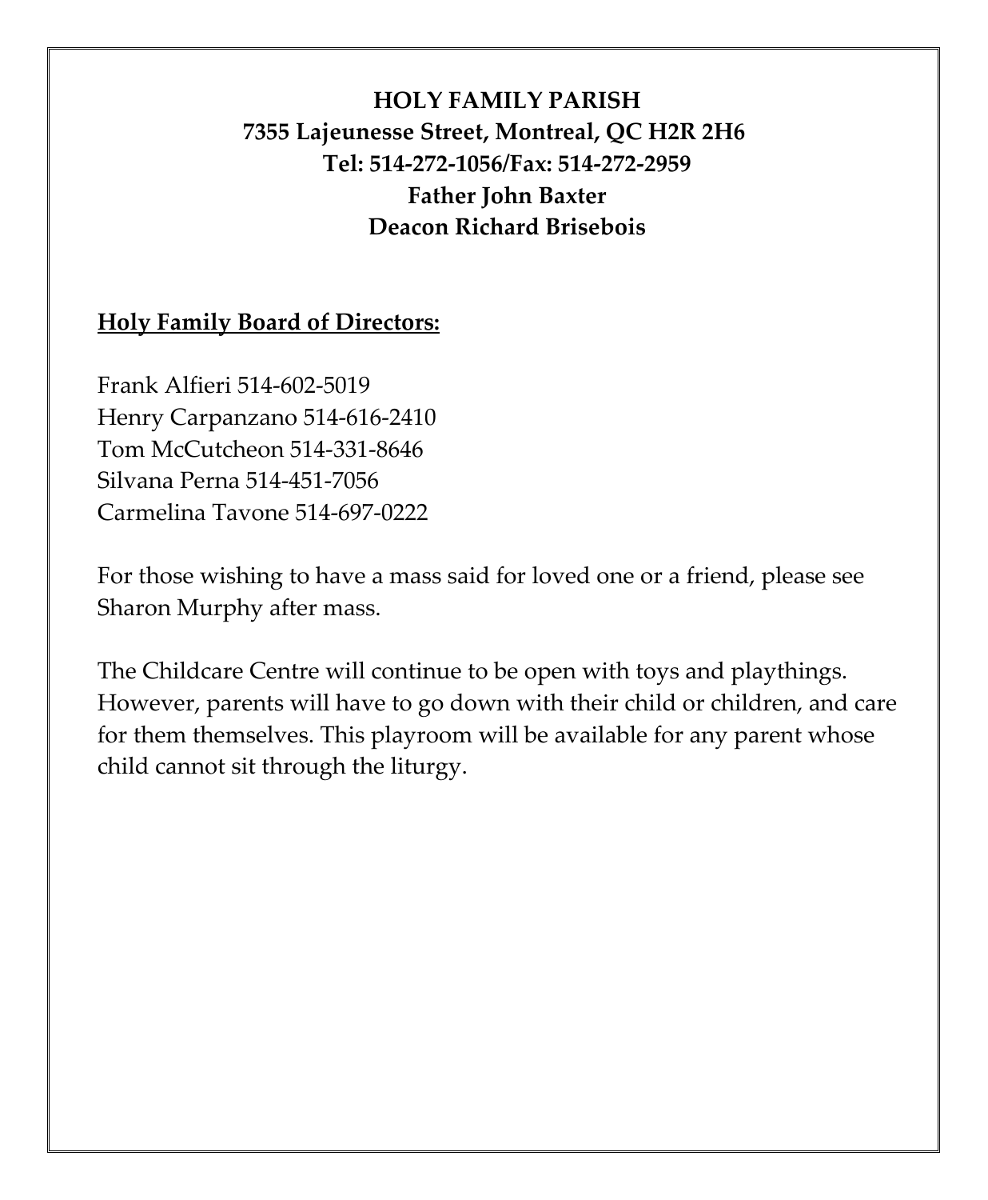**HOLY FAMILY PARISH**
**7355 Lajeunesse Street, Montreal, QC H2R 2H6**
**Tel: 514-272-1056/Fax: 514-272-2959**
**Father John Baxter**
**Deacon Richard Brisebois**

**Holy Family Board of Directors:**

Frank Alfieri 514-602-5019
Henry Carpanzano 514-616-2410
Tom McCutcheon 514-331-8646
Silvana Perna 514-451-7056
Carmelina Tavone 514-697-0222

For those wishing to have a mass said for loved one or a friend, please see Sharon Murphy after mass.

The Childcare Centre will continue to be open with toys and playthings. However, parents will have to go down with their child or children, and care for them themselves. This playroom will be available for any parent whose child cannot sit through the liturgy.